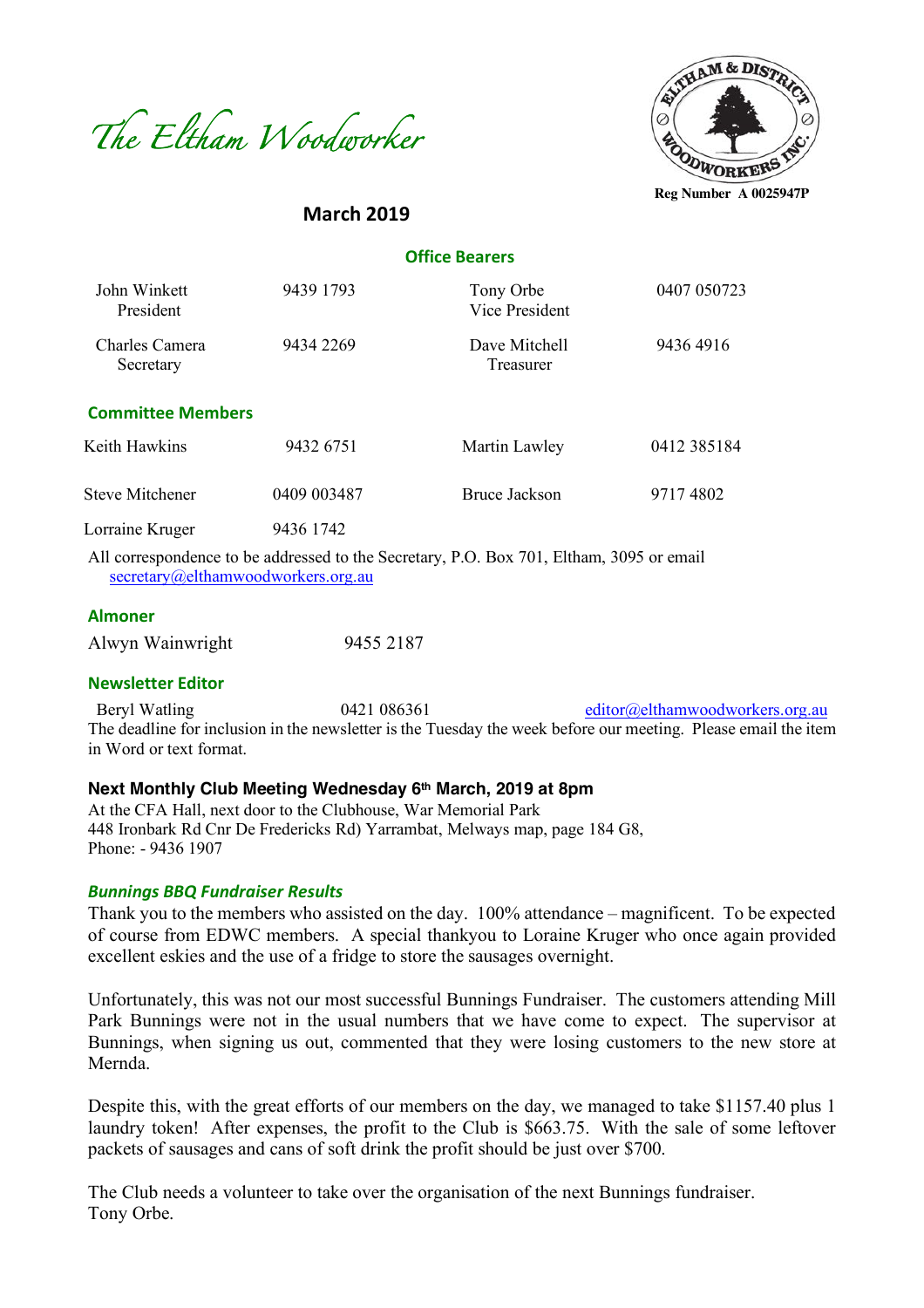# The Eltham Woodworker

Reg Number A 0025947P

## March 2019

### Office Bearers

| | | | |
|---|---|---|---|
| John Winkett<br>President | 9439 1793 | Tony Orbe<br>Vice President | 0407 050723 |
| Charles Camera<br>Secretary | 9434 2269 | Dave Mitchell<br>Treasurer | 9436 4916 |

### Committee Members

| | | | |
|---|---|---|---|
| Keith Hawkins | 9432 6751 | Martin Lawley | 0412 385184 |
| Steve Mitchener | 0409 003487 | Bruce Jackson | 9717 4802 |
| Lorraine Kruger | 9436 1742 | | |

All correspondence to be addressed to the Secretary, P.O. Box 701, Eltham, 3095 or email secretary@elthamwoodworkers.org.au

### Almoner

Alwyn Wainwright 9455 2187

### Newsletter Editor

Beryl Watling 0421 086361 editor@elthamwoodworkers.org.au

The deadline for inclusion in the newsletter is the Tuesday the week before our meeting. Please email the item in Word or text format.

**Next Monthly Club Meeting Wednesday 6th March, 2019 at 8pm**

At the CFA Hall, next door to the Clubhouse, War Memorial Park
448 Ironbark Rd Cnr De Fredericks Rd) Yarrambat, Melways map, page 184 G8,
Phone: - 9436 1907

### *Bunnings BBQ Fundraiser Results*

Thank you to the members who assisted on the day. 100% attendance – magnificent. To be expected of course from EDWC members. A special thankyou to Loraine Kruger who once again provided excellent eskies and the use of a fridge to store the sausages overnight.

Unfortunately, this was not our most successful Bunnings Fundraiser. The customers attending Mill Park Bunnings were not in the usual numbers that we have come to expect. The supervisor at Bunnings, when signing us out, commented that they were losing customers to the new store at Mernda.

Despite this, with the great efforts of our members on the day, we managed to take $1157.40 plus 1 laundry token! After expenses, the profit to the Club is $663.75. With the sale of some leftover packets of sausages and cans of soft drink the profit should be just over $700.

The Club needs a volunteer to take over the organisation of the next Bunnings fundraiser.
Tony Orbe.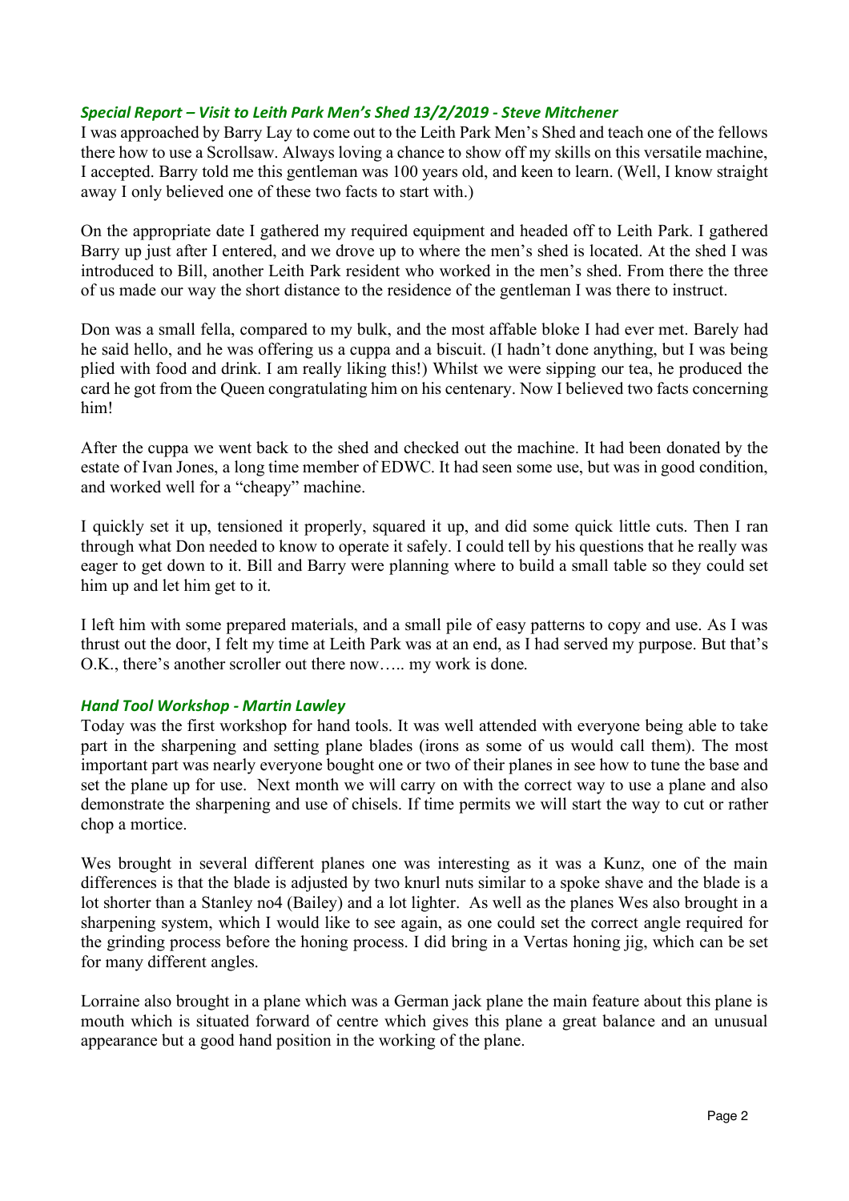### *Special Report – Visit to Leith Park Men's Shed 13/2/2019 - Steve Mitchener*

I was approached by Barry Lay to come out to the Leith Park Men's Shed and teach one of the fellows there how to use a Scrollsaw. Always loving a chance to show off my skills on this versatile machine, I accepted. Barry told me this gentleman was 100 years old, and keen to learn. (Well, I know straight away I only believed one of these two facts to start with.)

On the appropriate date I gathered my required equipment and headed off to Leith Park. I gathered Barry up just after I entered, and we drove up to where the men's shed is located. At the shed I was introduced to Bill, another Leith Park resident who worked in the men's shed. From there the three of us made our way the short distance to the residence of the gentleman I was there to instruct.

Don was a small fella, compared to my bulk, and the most affable bloke I had ever met. Barely had he said hello, and he was offering us a cuppa and a biscuit. (I hadn't done anything, but I was being plied with food and drink. I am really liking this!) Whilst we were sipping our tea, he produced the card he got from the Queen congratulating him on his centenary. Now I believed two facts concerning him!

After the cuppa we went back to the shed and checked out the machine. It had been donated by the estate of Ivan Jones, a long time member of EDWC. It had seen some use, but was in good condition, and worked well for a "cheapy" machine.

I quickly set it up, tensioned it properly, squared it up, and did some quick little cuts. Then I ran through what Don needed to know to operate it safely. I could tell by his questions that he really was eager to get down to it. Bill and Barry were planning where to build a small table so they could set him up and let him get to it.

I left him with some prepared materials, and a small pile of easy patterns to copy and use. As I was thrust out the door, I felt my time at Leith Park was at an end, as I had served my purpose. But that's O.K., there's another scroller out there now….. my work is done.

### *Hand Tool Workshop - Martin Lawley*

Today was the first workshop for hand tools. It was well attended with everyone being able to take part in the sharpening and setting plane blades (irons as some of us would call them). The most important part was nearly everyone bought one or two of their planes in see how to tune the base and set the plane up for use. Next month we will carry on with the correct way to use a plane and also demonstrate the sharpening and use of chisels. If time permits we will start the way to cut or rather chop a mortice.

Wes brought in several different planes one was interesting as it was a Kunz, one of the main differences is that the blade is adjusted by two knurl nuts similar to a spoke shave and the blade is a lot shorter than a Stanley no4 (Bailey) and a lot lighter. As well as the planes Wes also brought in a sharpening system, which I would like to see again, as one could set the correct angle required for the grinding process before the honing process. I did bring in a Vertas honing jig, which can be set for many different angles.

Lorraine also brought in a plane which was a German jack plane the main feature about this plane is mouth which is situated forward of centre which gives this plane a great balance and an unusual appearance but a good hand position in the working of the plane.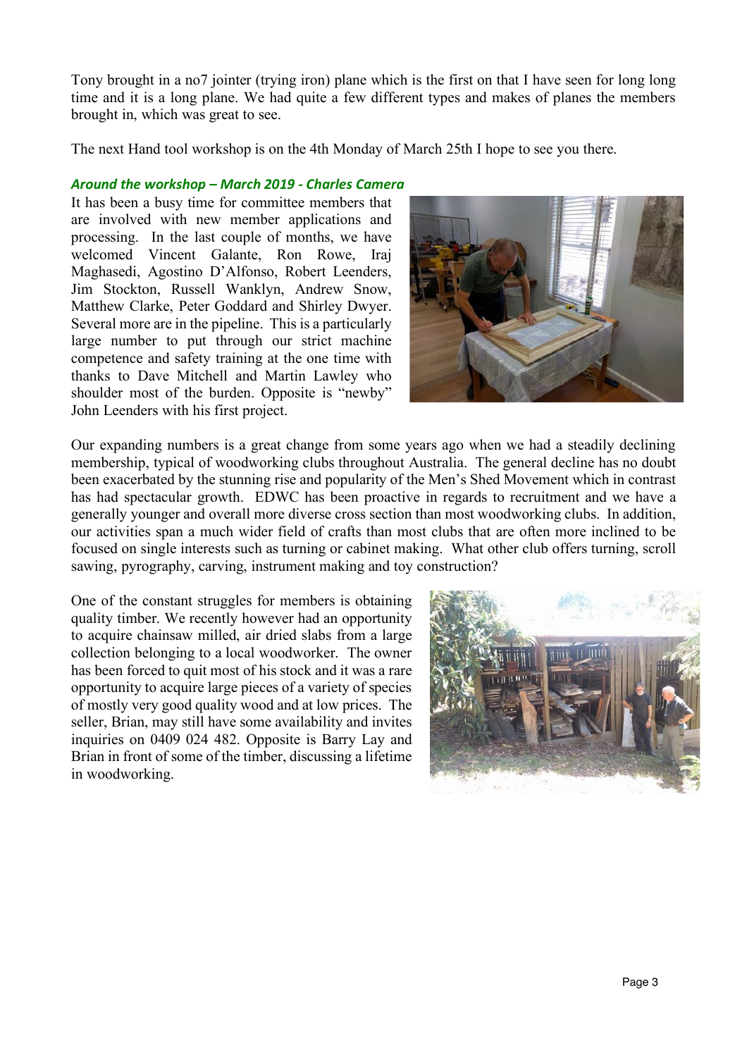Tony brought in a no7 jointer (trying iron) plane which is the first on that I have seen for long long time and it is a long plane. We had quite a few different types and makes of planes the members brought in, which was great to see.

The next Hand tool workshop is on the 4th Monday of March 25th I hope to see you there.

### *Around the workshop – March 2019 - Charles Camera*

It has been a busy time for committee members that are involved with new member applications and processing. In the last couple of months, we have welcomed Vincent Galante, Ron Rowe, Iraj Maghasedi, Agostino D'Alfonso, Robert Leenders, Jim Stockton, Russell Wanklyn, Andrew Snow, Matthew Clarke, Peter Goddard and Shirley Dwyer. Several more are in the pipeline. This is a particularly large number to put through our strict machine competence and safety training at the one time with thanks to Dave Mitchell and Martin Lawley who shoulder most of the burden. Opposite is "newby" John Leenders with his first project.

Our expanding numbers is a great change from some years ago when we had a steadily declining membership, typical of woodworking clubs throughout Australia. The general decline has no doubt been exacerbated by the stunning rise and popularity of the Men's Shed Movement which in contrast has had spectacular growth. EDWC has been proactive in regards to recruitment and we have a generally younger and overall more diverse cross section than most woodworking clubs. In addition, our activities span a much wider field of crafts than most clubs that are often more inclined to be focused on single interests such as turning or cabinet making. What other club offers turning, scroll sawing, pyrography, carving, instrument making and toy construction?

One of the constant struggles for members is obtaining quality timber. We recently however had an opportunity to acquire chainsaw milled, air dried slabs from a large collection belonging to a local woodworker. The owner has been forced to quit most of his stock and it was a rare opportunity to acquire large pieces of a variety of species of mostly very good quality wood and at low prices. The seller, Brian, may still have some availability and invites inquiries on 0409 024 482. Opposite is Barry Lay and Brian in front of some of the timber, discussing a lifetime in woodworking.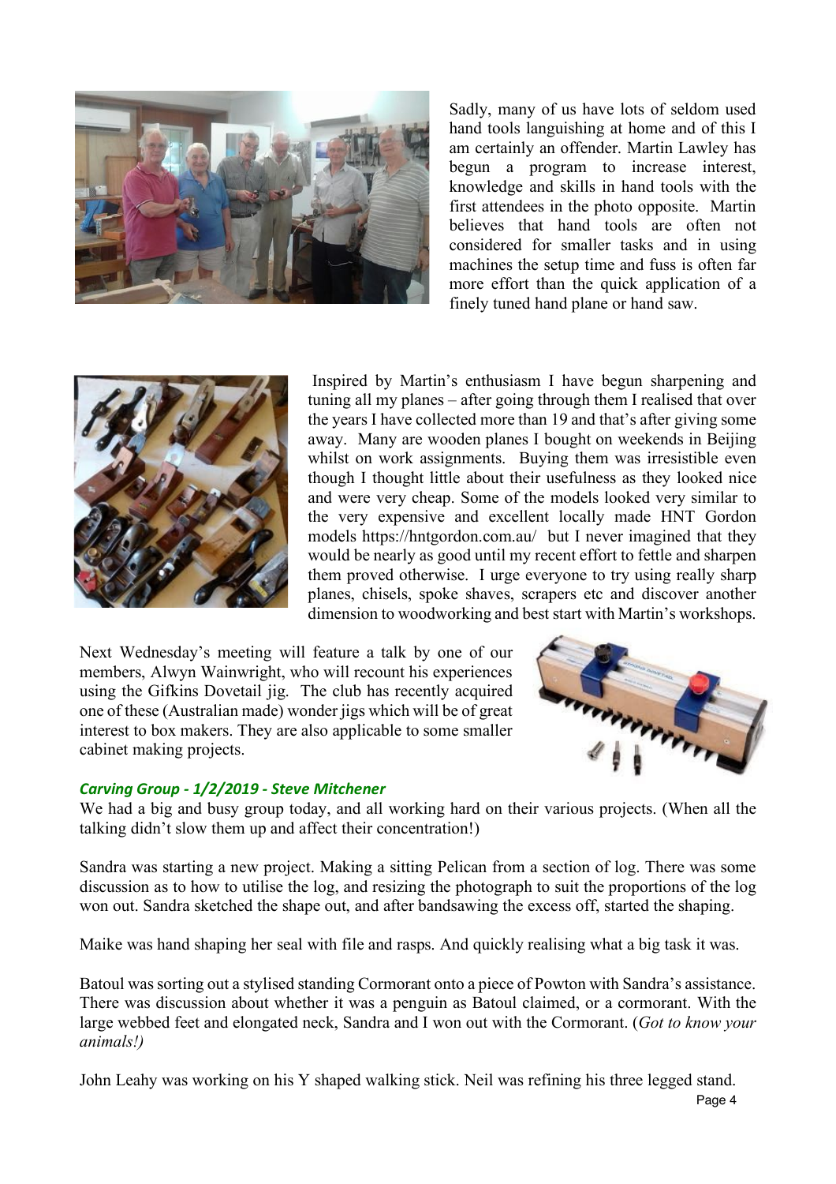Sadly, many of us have lots of seldom used hand tools languishing at home and of this I am certainly an offender. Martin Lawley has begun a program to increase interest, knowledge and skills in hand tools with the first attendees in the photo opposite. Martin believes that hand tools are often not considered for smaller tasks and in using machines the setup time and fuss is often far more effort than the quick application of a finely tuned hand plane or hand saw.

Inspired by Martin's enthusiasm I have begun sharpening and tuning all my planes – after going through them I realised that over the years I have collected more than 19 and that's after giving some away. Many are wooden planes I bought on weekends in Beijing whilst on work assignments. Buying them was irresistible even though I thought little about their usefulness as they looked nice and were very cheap. Some of the models looked very similar to the very expensive and excellent locally made HNT Gordon models https://hntgordon.com.au/ but I never imagined that they would be nearly as good until my recent effort to fettle and sharpen them proved otherwise. I urge everyone to try using really sharp planes, chisels, spoke shaves, scrapers etc and discover another dimension to woodworking and best start with Martin's workshops.

Next Wednesday's meeting will feature a talk by one of our members, Alwyn Wainwright, who will recount his experiences using the Gifkins Dovetail jig. The club has recently acquired one of these (Australian made) wonder jigs which will be of great interest to box makers. They are also applicable to some smaller cabinet making projects.

### *Carving Group - 1/2/2019 - Steve Mitchener*

We had a big and busy group today, and all working hard on their various projects. (When all the talking didn't slow them up and affect their concentration!)

Sandra was starting a new project. Making a sitting Pelican from a section of log. There was some discussion as to how to utilise the log, and resizing the photograph to suit the proportions of the log won out. Sandra sketched the shape out, and after bandsawing the excess off, started the shaping.

Maike was hand shaping her seal with file and rasps. And quickly realising what a big task it was.

Batoul was sorting out a stylised standing Cormorant onto a piece of Powton with Sandra's assistance. There was discussion about whether it was a penguin as Batoul claimed, or a cormorant. With the large webbed feet and elongated neck, Sandra and I won out with the Cormorant. (*Got to know your animals!)*

John Leahy was working on his Y shaped walking stick. Neil was refining his three legged stand.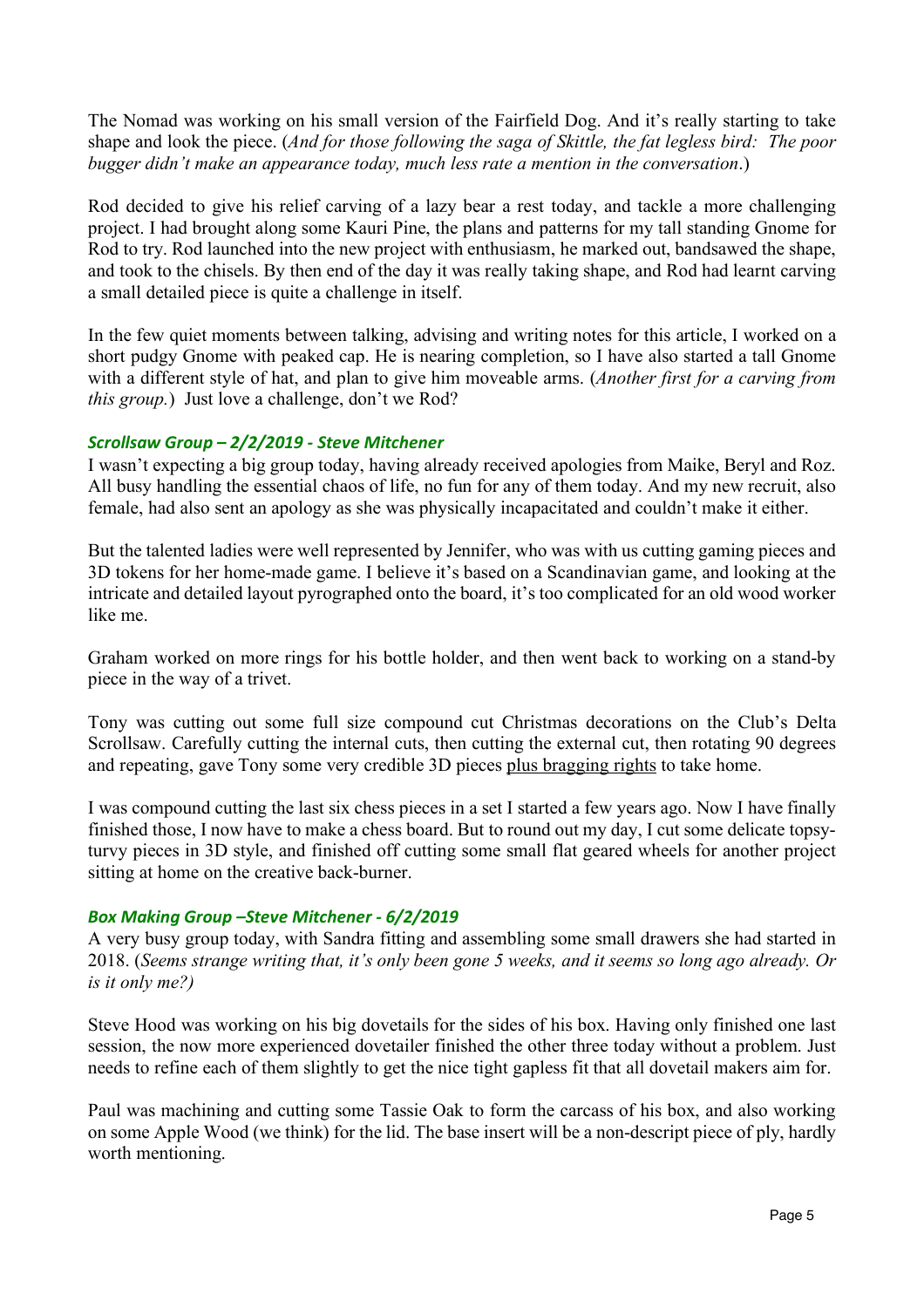The Nomad was working on his small version of the Fairfield Dog. And it's really starting to take shape and look the piece. (*And for those following the saga of Skittle, the fat legless bird: The poor bugger didn't make an appearance today, much less rate a mention in the conversation*.)

Rod decided to give his relief carving of a lazy bear a rest today, and tackle a more challenging project. I had brought along some Kauri Pine, the plans and patterns for my tall standing Gnome for Rod to try. Rod launched into the new project with enthusiasm, he marked out, bandsawed the shape, and took to the chisels. By then end of the day it was really taking shape, and Rod had learnt carving a small detailed piece is quite a challenge in itself.

In the few quiet moments between talking, advising and writing notes for this article, I worked on a short pudgy Gnome with peaked cap. He is nearing completion, so I have also started a tall Gnome with a different style of hat, and plan to give him moveable arms. (*Another first for a carving from this group.*) Just love a challenge, don't we Rod?

### *Scrollsaw Group – 2/2/2019 - Steve Mitchener*

I wasn't expecting a big group today, having already received apologies from Maike, Beryl and Roz. All busy handling the essential chaos of life, no fun for any of them today. And my new recruit, also female, had also sent an apology as she was physically incapacitated and couldn't make it either.

But the talented ladies were well represented by Jennifer, who was with us cutting gaming pieces and 3D tokens for her home-made game. I believe it's based on a Scandinavian game, and looking at the intricate and detailed layout pyrographed onto the board, it's too complicated for an old wood worker like me.

Graham worked on more rings for his bottle holder, and then went back to working on a stand-by piece in the way of a trivet.

Tony was cutting out some full size compound cut Christmas decorations on the Club's Delta Scrollsaw. Carefully cutting the internal cuts, then cutting the external cut, then rotating 90 degrees and repeating, gave Tony some very credible 3D pieces <u>plus bragging rights</u> to take home.

I was compound cutting the last six chess pieces in a set I started a few years ago. Now I have finally finished those, I now have to make a chess board. But to round out my day, I cut some delicate topsy-turvy pieces in 3D style, and finished off cutting some small flat geared wheels for another project sitting at home on the creative back-burner.

### *Box Making Group –Steve Mitchener - 6/2/2019*

A very busy group today, with Sandra fitting and assembling some small drawers she had started in 2018. (*Seems strange writing that, it's only been gone 5 weeks, and it seems so long ago already. Or is it only me?)*

Steve Hood was working on his big dovetails for the sides of his box. Having only finished one last session, the now more experienced dovetailer finished the other three today without a problem. Just needs to refine each of them slightly to get the nice tight gapless fit that all dovetail makers aim for.

Paul was machining and cutting some Tassie Oak to form the carcass of his box, and also working on some Apple Wood (we think) for the lid. The base insert will be a non-descript piece of ply, hardly worth mentioning.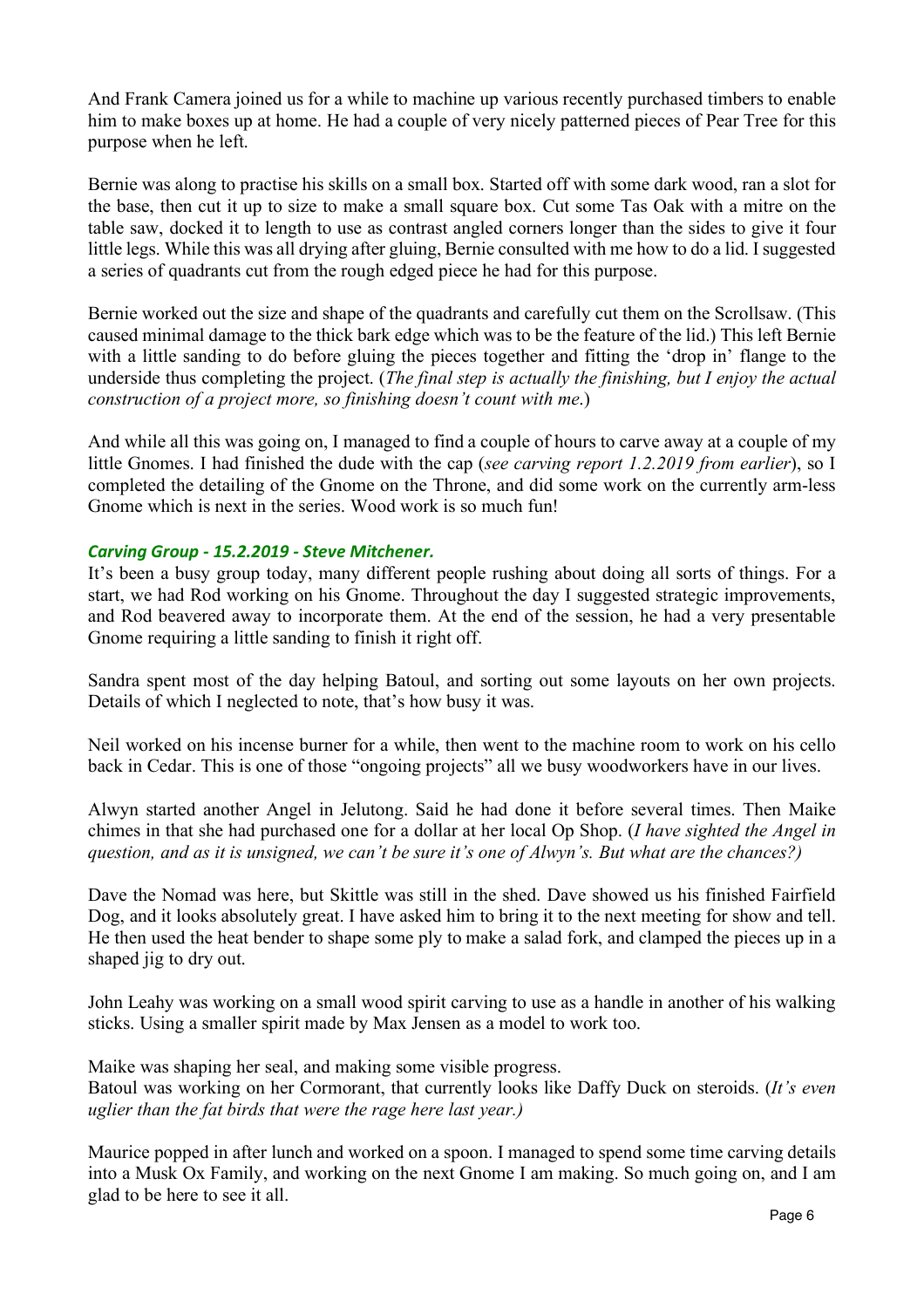And Frank Camera joined us for a while to machine up various recently purchased timbers to enable him to make boxes up at home. He had a couple of very nicely patterned pieces of Pear Tree for this purpose when he left.

Bernie was along to practise his skills on a small box. Started off with some dark wood, ran a slot for the base, then cut it up to size to make a small square box. Cut some Tas Oak with a mitre on the table saw, docked it to length to use as contrast angled corners longer than the sides to give it four little legs. While this was all drying after gluing, Bernie consulted with me how to do a lid. I suggested a series of quadrants cut from the rough edged piece he had for this purpose.

Bernie worked out the size and shape of the quadrants and carefully cut them on the Scrollsaw. (This caused minimal damage to the thick bark edge which was to be the feature of the lid.) This left Bernie with a little sanding to do before gluing the pieces together and fitting the 'drop in' flange to the underside thus completing the project. (*The final step is actually the finishing, but I enjoy the actual construction of a project more, so finishing doesn't count with me.*)

And while all this was going on, I managed to find a couple of hours to carve away at a couple of my little Gnomes. I had finished the dude with the cap (*see carving report 1.2.2019 from earlier*), so I completed the detailing of the Gnome on the Throne, and did some work on the currently arm-less Gnome which is next in the series. Wood work is so much fun!

### *Carving Group - 15.2.2019 - Steve Mitchener.*

It's been a busy group today, many different people rushing about doing all sorts of things. For a start, we had Rod working on his Gnome. Throughout the day I suggested strategic improvements, and Rod beavered away to incorporate them. At the end of the session, he had a very presentable Gnome requiring a little sanding to finish it right off.

Sandra spent most of the day helping Batoul, and sorting out some layouts on her own projects. Details of which I neglected to note, that's how busy it was.

Neil worked on his incense burner for a while, then went to the machine room to work on his cello back in Cedar. This is one of those "ongoing projects" all we busy woodworkers have in our lives.

Alwyn started another Angel in Jelutong. Said he had done it before several times. Then Maike chimes in that she had purchased one for a dollar at her local Op Shop. (*I have sighted the Angel in question, and as it is unsigned, we can't be sure it's one of Alwyn's. But what are the chances?)*

Dave the Nomad was here, but Skittle was still in the shed. Dave showed us his finished Fairfield Dog, and it looks absolutely great. I have asked him to bring it to the next meeting for show and tell. He then used the heat bender to shape some ply to make a salad fork, and clamped the pieces up in a shaped jig to dry out.

John Leahy was working on a small wood spirit carving to use as a handle in another of his walking sticks. Using a smaller spirit made by Max Jensen as a model to work too.

Maike was shaping her seal, and making some visible progress.
Batoul was working on her Cormorant, that currently looks like Daffy Duck on steroids. (*It's even uglier than the fat birds that were the rage here last year.)*

Maurice popped in after lunch and worked on a spoon. I managed to spend some time carving details into a Musk Ox Family, and working on the next Gnome I am making. So much going on, and I am glad to be here to see it all.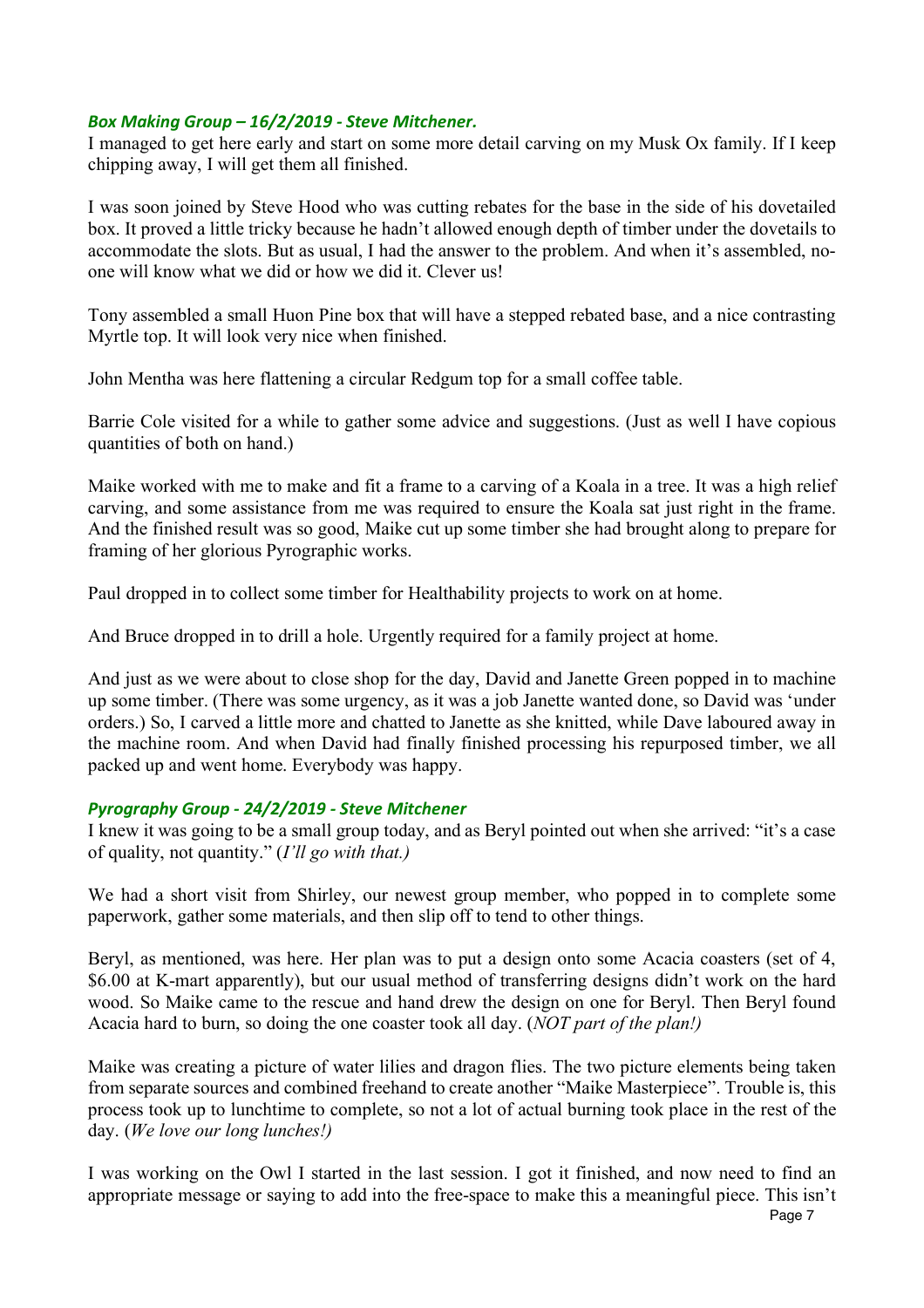### *Box Making Group – 16/2/2019 - Steve Mitchener.*

I managed to get here early and start on some more detail carving on my Musk Ox family. If I keep chipping away, I will get them all finished.

I was soon joined by Steve Hood who was cutting rebates for the base in the side of his dovetailed box. It proved a little tricky because he hadn't allowed enough depth of timber under the dovetails to accommodate the slots. But as usual, I had the answer to the problem. And when it's assembled, no-one will know what we did or how we did it. Clever us!

Tony assembled a small Huon Pine box that will have a stepped rebated base, and a nice contrasting Myrtle top. It will look very nice when finished.

John Mentha was here flattening a circular Redgum top for a small coffee table.

Barrie Cole visited for a while to gather some advice and suggestions. (Just as well I have copious quantities of both on hand.)

Maike worked with me to make and fit a frame to a carving of a Koala in a tree. It was a high relief carving, and some assistance from me was required to ensure the Koala sat just right in the frame. And the finished result was so good, Maike cut up some timber she had brought along to prepare for framing of her glorious Pyrographic works.

Paul dropped in to collect some timber for Healthability projects to work on at home.

And Bruce dropped in to drill a hole. Urgently required for a family project at home.

And just as we were about to close shop for the day, David and Janette Green popped in to machine up some timber. (There was some urgency, as it was a job Janette wanted done, so David was 'under orders.) So, I carved a little more and chatted to Janette as she knitted, while Dave laboured away in the machine room. And when David had finally finished processing his repurposed timber, we all packed up and went home. Everybody was happy.

### *Pyrography Group - 24/2/2019 - Steve Mitchener*

I knew it was going to be a small group today, and as Beryl pointed out when she arrived: "it's a case of quality, not quantity." (*I'll go with that.)*

We had a short visit from Shirley, our newest group member, who popped in to complete some paperwork, gather some materials, and then slip off to tend to other things.

Beryl, as mentioned, was here. Her plan was to put a design onto some Acacia coasters (set of 4, $6.00 at K-mart apparently), but our usual method of transferring designs didn't work on the hard wood. So Maike came to the rescue and hand drew the design on one for Beryl. Then Beryl found Acacia hard to burn, so doing the one coaster took all day. (*NOT part of the plan!)*

Maike was creating a picture of water lilies and dragon flies. The two picture elements being taken from separate sources and combined freehand to create another "Maike Masterpiece". Trouble is, this process took up to lunchtime to complete, so not a lot of actual burning took place in the rest of the day. (*We love our long lunches!)*

I was working on the Owl I started in the last session. I got it finished, and now need to find an appropriate message or saying to add into the free-space to make this a meaningful piece. This isn't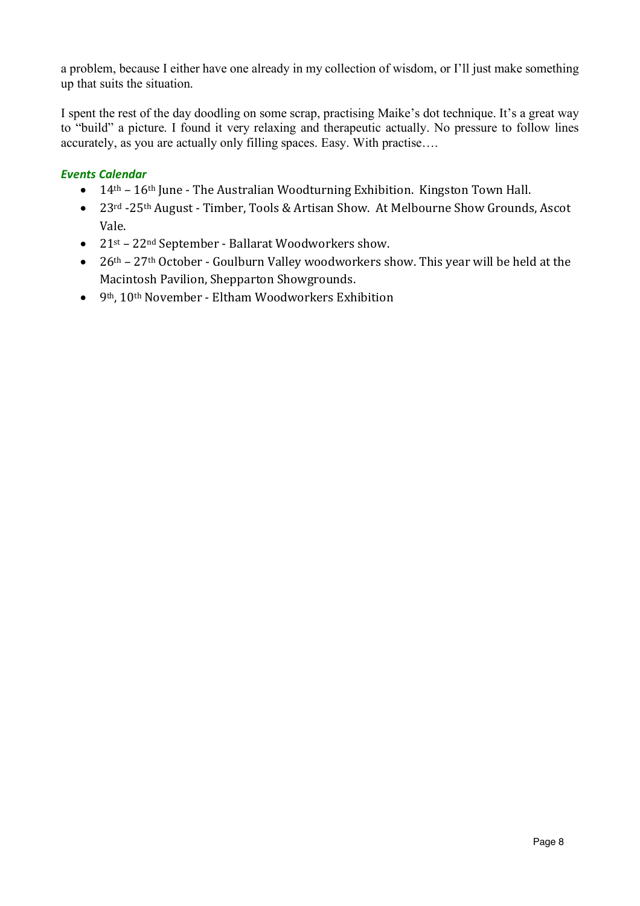a problem, because I either have one already in my collection of wisdom, or I'll just make something up that suits the situation.

I spent the rest of the day doodling on some scrap, practising Maike's dot technique. It's a great way to "build" a picture. I found it very relaxing and therapeutic actually. No pressure to follow lines accurately, as you are actually only filling spaces. Easy. With practise….

### *Events Calendar*

- 14th – 16th June - The Australian Woodturning Exhibition. Kingston Town Hall.
- 23rd -25th August - Timber, Tools & Artisan Show. At Melbourne Show Grounds, Ascot Vale.
- 21st – 22nd September - Ballarat Woodworkers show.
- 26th – 27th October - Goulburn Valley woodworkers show. This year will be held at the Macintosh Pavilion, Shepparton Showgrounds.
- 9th, 10th November - Eltham Woodworkers Exhibition